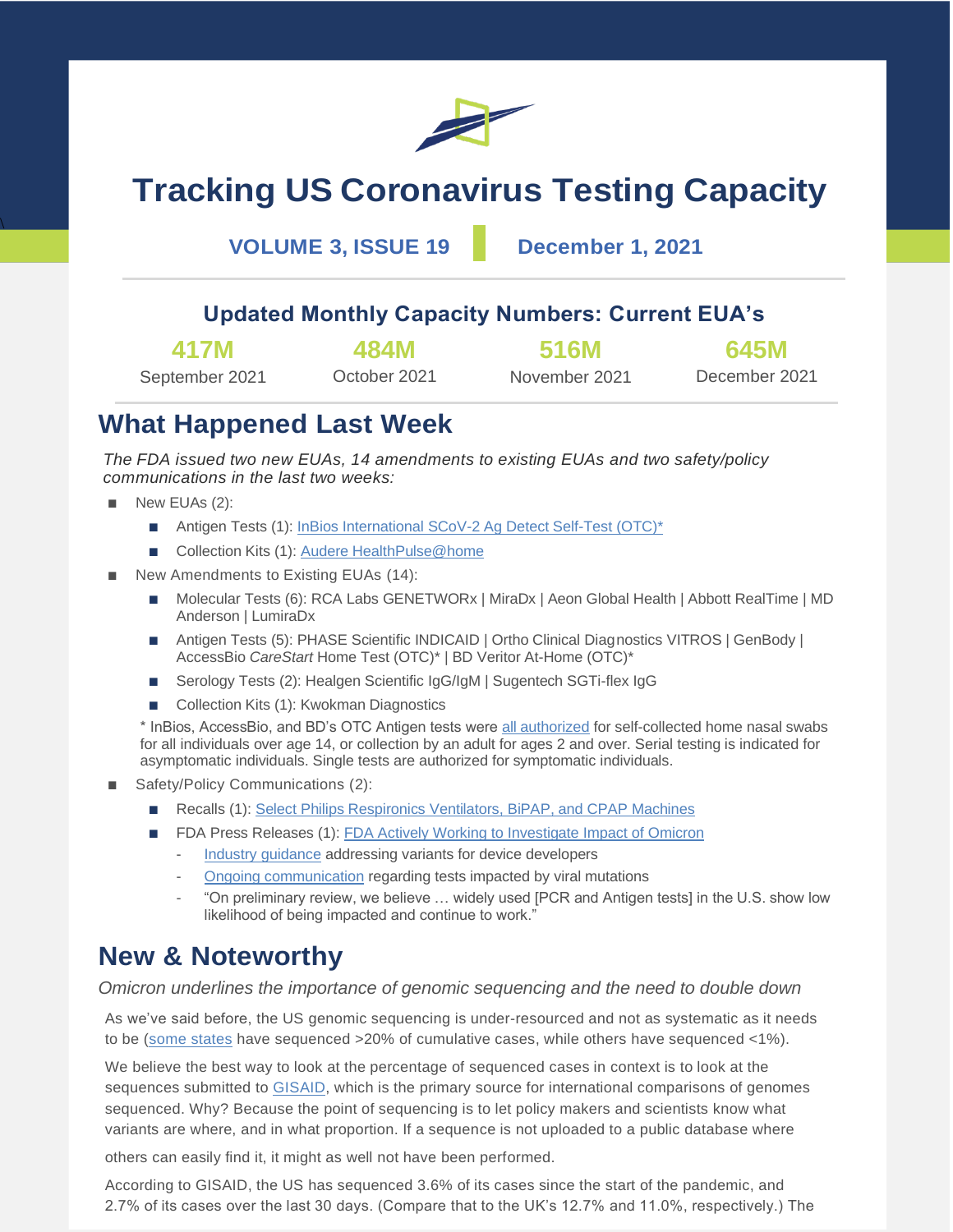# Tracking US Coronavirus Testing Capacity

**VOLUME 3, ISSUE 19** | **December 1, 2021**

### Updated Monthly Capacity Numbers: Current EUA's

| 417M | 484M | 516M | 645M |
|---|---|---|---|
| September 2021 | October 2021 | November 2021 | December 2021 |

## What Happened Last Week

*The FDA issued two new EUAs, 14 amendments to existing EUAs and two safety/policy communications in the last two weeks:*

- New EUAs (2):
  - Antigen Tests (1): InBios International SCoV-2 Ag Detect Self-Test (OTC)*
  - Collection Kits (1): Audere HealthPulse@home
- New Amendments to Existing EUAs (14):
  - Molecular Tests (6): RCA Labs GENETWORx | MiraDx | Aeon Global Health | Abbott RealTime | MD Anderson | LumiraDx
  - Antigen Tests (5): PHASE Scientific INDICAID | Ortho Clinical Diagnostics VITROS | GenBody | AccessBio *CareStart* Home Test (OTC)* | BD Veritor At-Home (OTC)*
  - Serology Tests (2): Healgen Scientific IgG/IgM | Sugentech SGTi-flex IgG
  - Collection Kits (1): Kwokman Diagnostics

  \* InBios, AccessBio, and BD's OTC Antigen tests were all authorized for self-collected home nasal swabs for all individuals over age 14, or collection by an adult for ages 2 and over. Serial testing is indicated for asymptomatic individuals. Single tests are authorized for symptomatic individuals.
- Safety/Policy Communications (2):
  - Recalls (1): Select Philips Respironics Ventilators, BiPAP, and CPAP Machines
  - FDA Press Releases (1): FDA Actively Working to Investigate Impact of Omicron
    - Industry guidance addressing variants for device developers
    - Ongoing communication regarding tests impacted by viral mutations
    - "On preliminary review, we believe … widely used [PCR and Antigen tests] in the U.S. show low likelihood of being impacted and continue to work."

## New & Noteworthy

*Omicron underlines the importance of genomic sequencing and the need to double down*

As we've said before, the US genomic sequencing is under-resourced and not as systematic as it needs to be (some states have sequenced >20% of cumulative cases, while others have sequenced <1%).

We believe the best way to look at the percentage of sequenced cases in context is to look at the sequences submitted to GISAID, which is the primary source for international comparisons of genomes sequenced. Why? Because the point of sequencing is to let policy makers and scientists know what variants are where, and in what proportion. If a sequence is not uploaded to a public database where others can easily find it, it might as well not have been performed.

According to GISAID, the US has sequenced 3.6% of its cases since the start of the pandemic, and 2.7% of its cases over the last 30 days. (Compare that to the UK's 12.7% and 11.0%, respectively.) The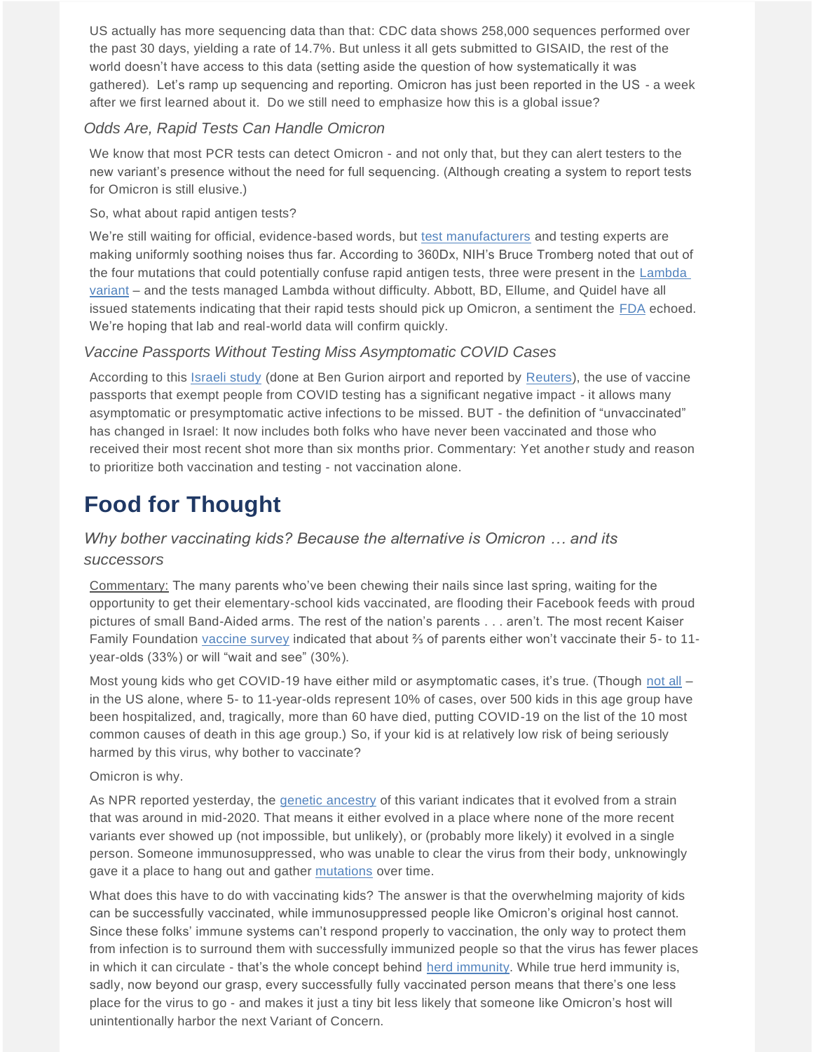US actually has more sequencing data than that: CDC data shows 258,000 sequences performed over the past 30 days, yielding a rate of 14.7%. But unless it all gets submitted to GISAID, the rest of the world doesn't have access to this data (setting aside the question of how systematically it was gathered). Let's ramp up sequencing and reporting. Omicron has just been reported in the US - a week after we first learned about it. Do we still need to emphasize how this is a global issue?

### *Odds Are, Rapid Tests Can Handle Omicron*

We know that most PCR tests can detect Omicron - and not only that, but they can alert testers to the new variant's presence without the need for full sequencing. (Although creating a system to report tests for Omicron is still elusive.)

So, what about rapid antigen tests?

We're still waiting for official, evidence-based words, but test manufacturers and testing experts are making uniformly soothing noises thus far. According to 360Dx, NIH's Bruce Tromberg noted that out of the four mutations that could potentially confuse rapid antigen tests, three were present in the Lambda variant – and the tests managed Lambda without difficulty. Abbott, BD, Ellume, and Quidel have all issued statements indicating that their rapid tests should pick up Omicron, a sentiment the FDA echoed. We're hoping that lab and real-world data will confirm quickly.

### *Vaccine Passports Without Testing Miss Asymptomatic COVID Cases*

According to this Israeli study (done at Ben Gurion airport and reported by Reuters), the use of vaccine passports that exempt people from COVID testing has a significant negative impact - it allows many asymptomatic or presymptomatic active infections to be missed. BUT - the definition of "unvaccinated" has changed in Israel: It now includes both folks who have never been vaccinated and those who received their most recent shot more than six months prior. Commentary: Yet another study and reason to prioritize both vaccination and testing - not vaccination alone.

## Food for Thought

### *Why bother vaccinating kids? Because the alternative is Omicron … and its successors*

Commentary: The many parents who've been chewing their nails since last spring, waiting for the opportunity to get their elementary-school kids vaccinated, are flooding their Facebook feeds with proud pictures of small Band-Aided arms. The rest of the nation's parents . . . aren't. The most recent Kaiser Family Foundation vaccine survey indicated that about ⅔ of parents either won't vaccinate their 5- to 11-year-olds (33%) or will "wait and see" (30%).

Most young kids who get COVID-19 have either mild or asymptomatic cases, it's true. (Though not all – in the US alone, where 5- to 11-year-olds represent 10% of cases, over 500 kids in this age group have been hospitalized, and, tragically, more than 60 have died, putting COVID-19 on the list of the 10 most common causes of death in this age group.) So, if your kid is at relatively low risk of being seriously harmed by this virus, why bother to vaccinate?

Omicron is why.

As NPR reported yesterday, the genetic ancestry of this variant indicates that it evolved from a strain that was around in mid-2020. That means it either evolved in a place where none of the more recent variants ever showed up (not impossible, but unlikely), or (probably more likely) it evolved in a single person. Someone immunosuppressed, who was unable to clear the virus from their body, unknowingly gave it a place to hang out and gather mutations over time.

What does this have to do with vaccinating kids? The answer is that the overwhelming majority of kids can be successfully vaccinated, while immunosuppressed people like Omicron's original host cannot. Since these folks' immune systems can't respond properly to vaccination, the only way to protect them from infection is to surround them with successfully immunized people so that the virus has fewer places in which it can circulate - that's the whole concept behind herd immunity. While true herd immunity is, sadly, now beyond our grasp, every successfully fully vaccinated person means that there's one less place for the virus to go - and makes it just a tiny bit less likely that someone like Omicron's host will unintentionally harbor the next Variant of Concern.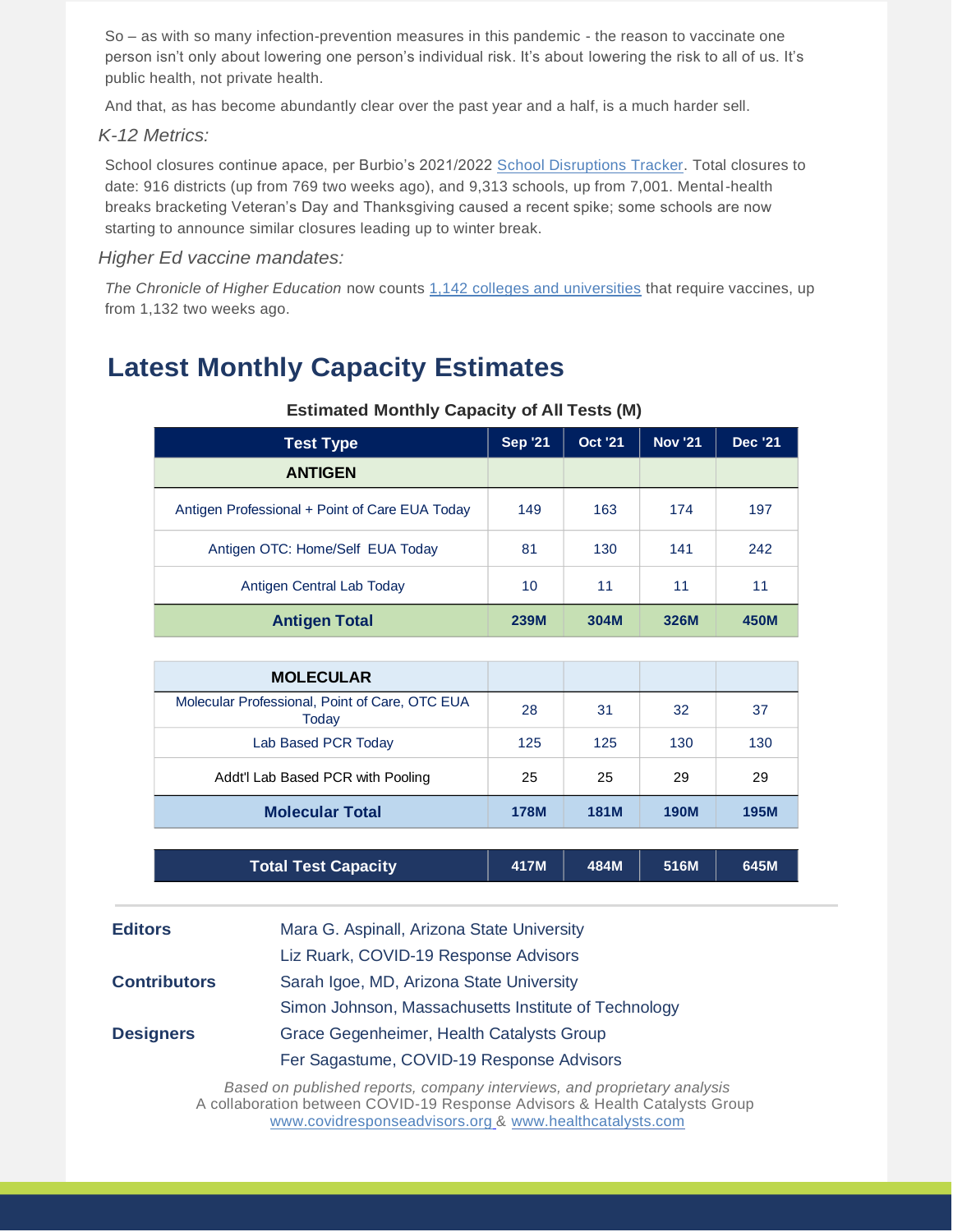So – as with so many infection-prevention measures in this pandemic - the reason to vaccinate one person isn't only about lowering one person's individual risk. It's about lowering the risk to all of us. It's public health, not private health.

And that, as has become abundantly clear over the past year and a half, is a much harder sell.

*K-12 Metrics:*

School closures continue apace, per Burbio's 2021/2022 School Disruptions Tracker. Total closures to date: 916 districts (up from 769 two weeks ago), and 9,313 schools, up from 7,001. Mental-health breaks bracketing Veteran's Day and Thanksgiving caused a recent spike; some schools are now starting to announce similar closures leading up to winter break.

*Higher Ed vaccine mandates:*

*The Chronicle of Higher Education* now counts 1,142 colleges and universities that require vaccines, up from 1,132 two weeks ago.

## Latest Monthly Capacity Estimates

**Estimated Monthly Capacity of All Tests (M)**

| Test Type | Sep '21 | Oct '21 | Nov '21 | Dec '21 |
|---|---|---|---|---|
| **ANTIGEN** | | | | |
| Antigen Professional + Point of Care EUA Today | 149 | 163 | 174 | 197 |
| Antigen OTC: Home/Self EUA Today | 81 | 130 | 141 | 242 |
| Antigen Central Lab Today | 10 | 11 | 11 | 11 |
| **Antigen Total** | **239M** | **304M** | **326M** | **450M** |
| **MOLECULAR** | | | | |
| Molecular Professional, Point of Care, OTC EUA Today | 28 | 31 | 32 | 37 |
| Lab Based PCR Today | 125 | 125 | 130 | 130 |
| Addt'l Lab Based PCR with Pooling | 25 | 25 | 29 | 29 |
| **Molecular Total** | **178M** | **181M** | **190M** | **195M** |
| **Total Test Capacity** | **417M** | **484M** | **516M** | **645M** |

---

**Editors** Mara G. Aspinall, Arizona State University
Liz Ruark, COVID-19 Response Advisors

**Contributors** Sarah Igoe, MD, Arizona State University
Simon Johnson, Massachusetts Institute of Technology

**Designers** Grace Gegenheimer, Health Catalysts Group
Fer Sagastume, COVID-19 Response Advisors

*Based on published reports, company interviews, and proprietary analysis*
A collaboration between COVID-19 Response Advisors & Health Catalysts Group
www.covidresponseadvisors.org & www.healthcatalysts.com